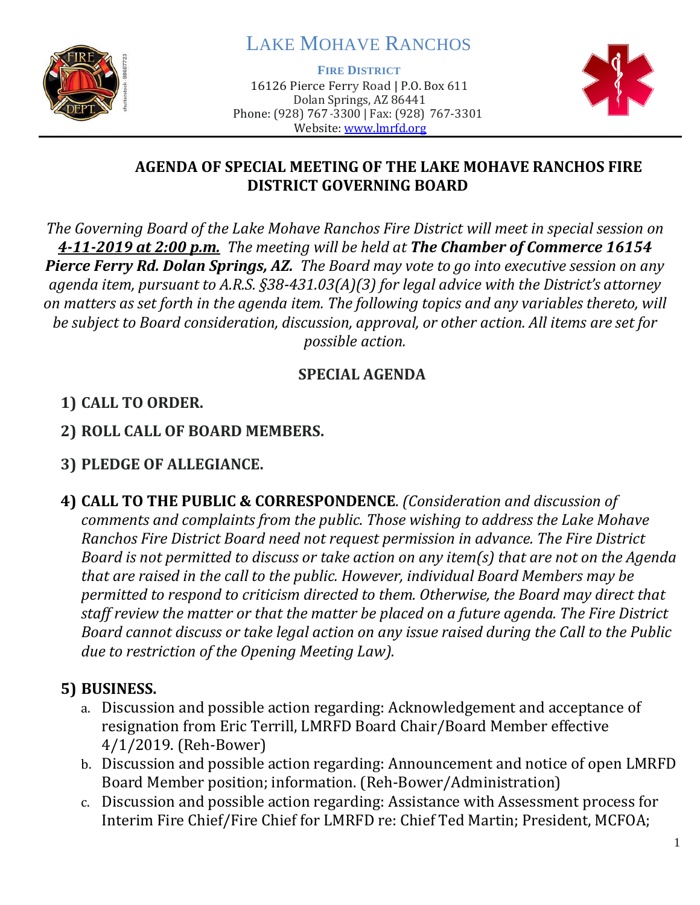# LAKE MOHAVE RANCHOS

**FIRE DISTRICT**

16126 Pierce Ferry Road | P.O. Box 611
Dolan Springs, AZ 86441
Phone: (928) 767-3300 | Fax: (928) 767-3301
Website: www.lmrfd.org

## AGENDA OF SPECIAL MEETING OF THE LAKE MOHAVE RANCHOS FIRE DISTRICT GOVERNING BOARD

*The Governing Board of the Lake Mohave Ranchos Fire District will meet in special session on* ***4-11-2019 at 2:00 p.m.*** *The meeting will be held at* ***The Chamber of Commerce 16154 Pierce Ferry Rd. Dolan Springs, AZ.*** *The Board may vote to go into executive session on any agenda item, pursuant to A.R.S. §38-431.03(A)(3) for legal advice with the District's attorney on matters as set forth in the agenda item. The following topics and any variables thereto, will be subject to Board consideration, discussion, approval, or other action. All items are set for possible action.*

## SPECIAL AGENDA

1) **CALL TO ORDER.**

2) **ROLL CALL OF BOARD MEMBERS.**

3) **PLEDGE OF ALLEGIANCE.**

4) **CALL TO THE PUBLIC & CORRESPONDENCE**. *(Consideration and discussion of comments and complaints from the public. Those wishing to address the Lake Mohave Ranchos Fire District Board need not request permission in advance. The Fire District Board is not permitted to discuss or take action on any item(s) that are not on the Agenda that are raised in the call to the public. However, individual Board Members may be permitted to respond to criticism directed to them. Otherwise, the Board may direct that staff review the matter or that the matter be placed on a future agenda. The Fire District Board cannot discuss or take legal action on any issue raised during the Call to the Public due to restriction of the Opening Meeting Law).*

5) **BUSINESS.**
   a. Discussion and possible action regarding: Acknowledgement and acceptance of resignation from Eric Terrill, LMRFD Board Chair/Board Member effective 4/1/2019. (Reh-Bower)
   b. Discussion and possible action regarding: Announcement and notice of open LMRFD Board Member position; information. (Reh-Bower/Administration)
   c. Discussion and possible action regarding: Assistance with Assessment process for Interim Fire Chief/Fire Chief for LMRFD re: Chief Ted Martin; President, MCFOA;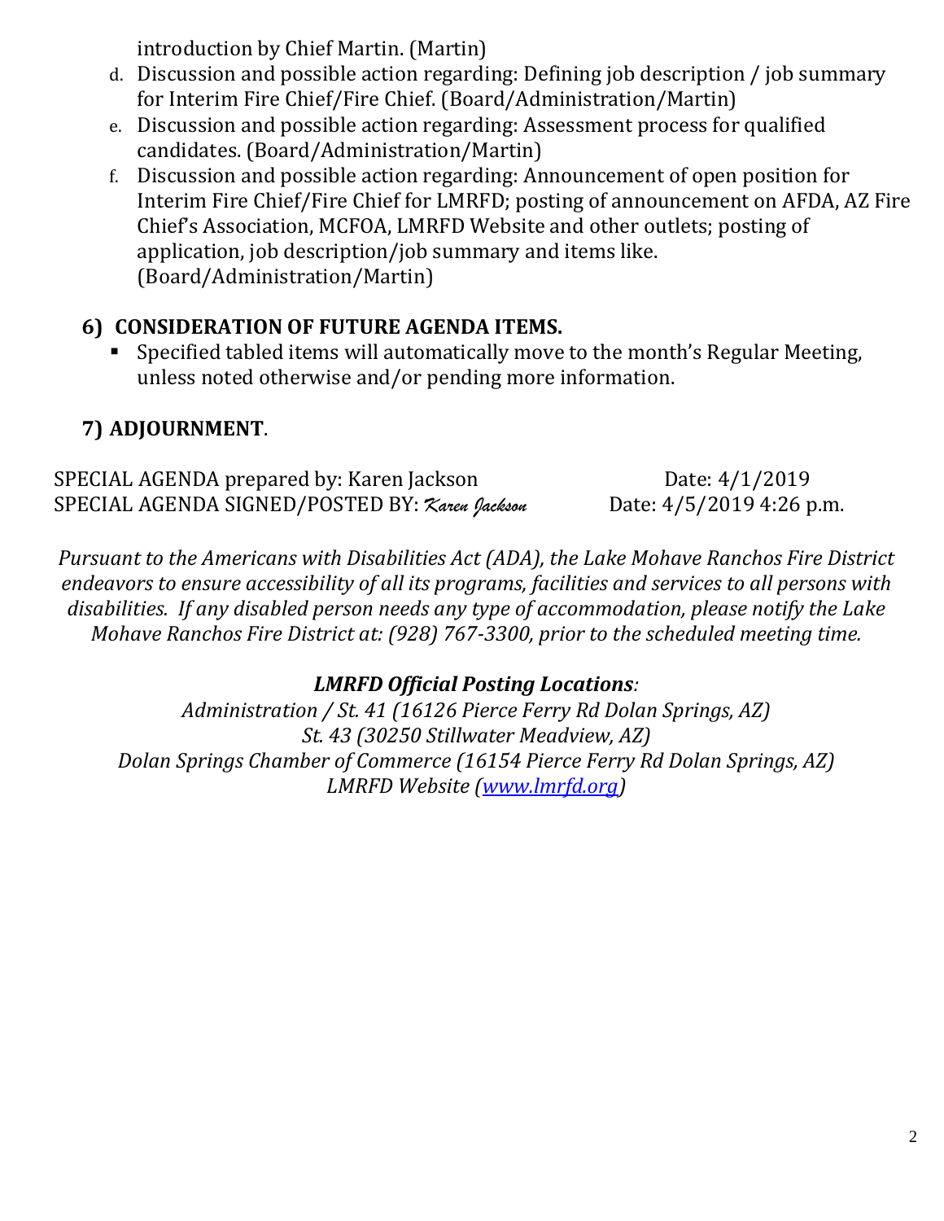introduction by Chief Martin. (Martin)

d. Discussion and possible action regarding: Defining job description / job summary for Interim Fire Chief/Fire Chief. (Board/Administration/Martin)
e. Discussion and possible action regarding: Assessment process for qualified candidates. (Board/Administration/Martin)
f. Discussion and possible action regarding: Announcement of open position for Interim Fire Chief/Fire Chief for LMRFD; posting of announcement on AFDA, AZ Fire Chief's Association, MCFOA, LMRFD Website and other outlets; posting of application, job description/job summary and items like. (Board/Administration/Martin)

**6) CONSIDERATION OF FUTURE AGENDA ITEMS.**

- Specified tabled items will automatically move to the month's Regular Meeting, unless noted otherwise and/or pending more information.

**7) ADJOURNMENT**.

SPECIAL AGENDA prepared by: Karen Jackson Date: 4/1/2019
SPECIAL AGENDA SIGNED/POSTED BY: *Karen Jackson* Date: 4/5/2019 4:26 p.m.

*Pursuant to the Americans with Disabilities Act (ADA), the Lake Mohave Ranchos Fire District endeavors to ensure accessibility of all its programs, facilities and services to all persons with disabilities. If any disabled person needs any type of accommodation, please notify the Lake Mohave Ranchos Fire District at: (928) 767-3300, prior to the scheduled meeting time.*

***LMRFD Official Posting Locations**:*

*Administration / St. 41 (16126 Pierce Ferry Rd Dolan Springs, AZ)*
*St. 43 (30250 Stillwater Meadview, AZ)*
*Dolan Springs Chamber of Commerce (16154 Pierce Ferry Rd Dolan Springs, AZ)*
*LMRFD Website (www.lmrfd.org)*